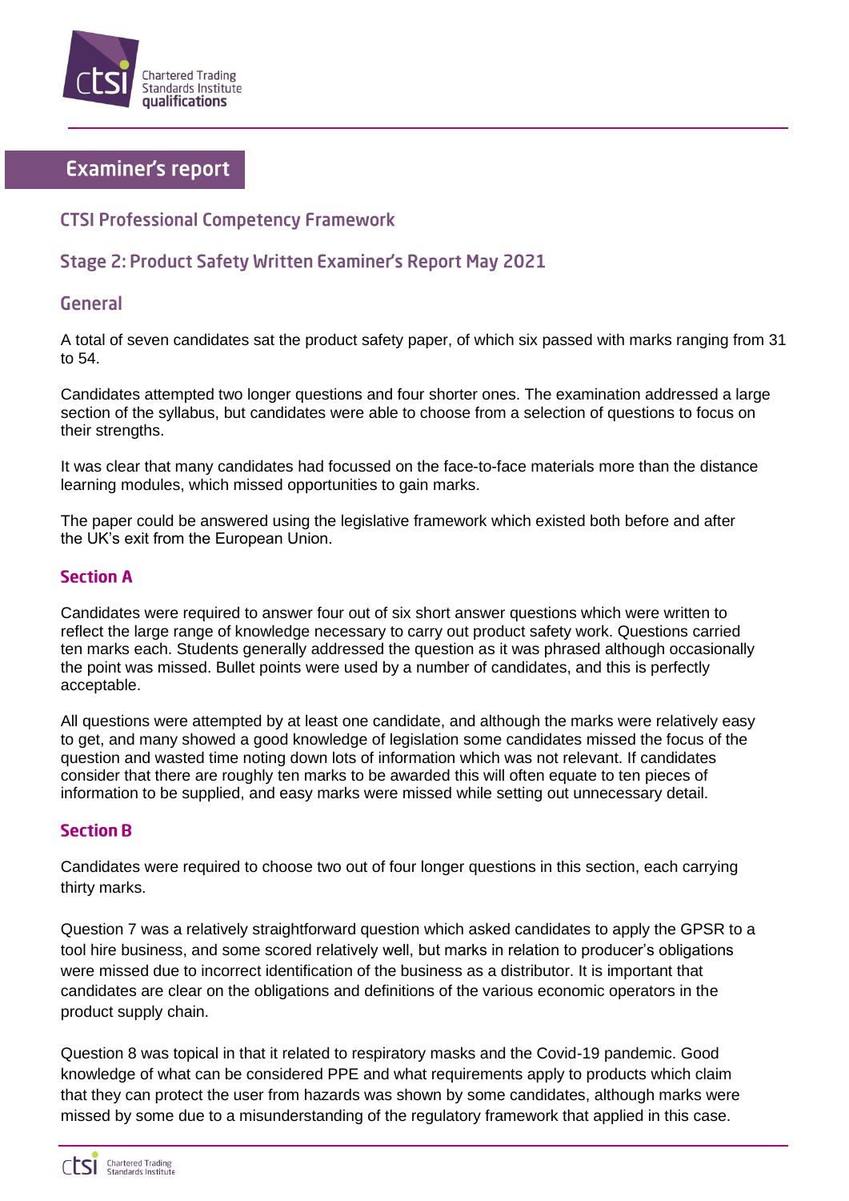# Examiner's report

## CTSI Professional Competency Framework

## Stage 2: Product Safety Written Examiner's Report May 2021

## General

A total of seven candidates sat the product safety paper, of which six passed with marks ranging from 31 to 54.

Candidates attempted two longer questions and four shorter ones. The examination addressed a large section of the syllabus, but candidates were able to choose from a selection of questions to focus on their strengths.

It was clear that many candidates had focussed on the face-to-face materials more than the distance learning modules, which missed opportunities to gain marks.

The paper could be answered using the legislative framework which existed both before and after the UK's exit from the European Union.

### Section A

Candidates were required to answer four out of six short answer questions which were written to reflect the large range of knowledge necessary to carry out product safety work. Questions carried ten marks each. Students generally addressed the question as it was phrased although occasionally the point was missed. Bullet points were used by a number of candidates, and this is perfectly acceptable.

All questions were attempted by at least one candidate, and although the marks were relatively easy to get, and many showed a good knowledge of legislation some candidates missed the focus of the question and wasted time noting down lots of information which was not relevant. If candidates consider that there are roughly ten marks to be awarded this will often equate to ten pieces of information to be supplied, and easy marks were missed while setting out unnecessary detail.

### Section B

Candidates were required to choose two out of four longer questions in this section, each carrying thirty marks.

Question 7 was a relatively straightforward question which asked candidates to apply the GPSR to a tool hire business, and some scored relatively well, but marks in relation to producer's obligations were missed due to incorrect identification of the business as a distributor. It is important that candidates are clear on the obligations and definitions of the various economic operators in the product supply chain.

Question 8 was topical in that it related to respiratory masks and the Covid-19 pandemic. Good knowledge of what can be considered PPE and what requirements apply to products which claim that they can protect the user from hazards was shown by some candidates, although marks were missed by some due to a misunderstanding of the regulatory framework that applied in this case.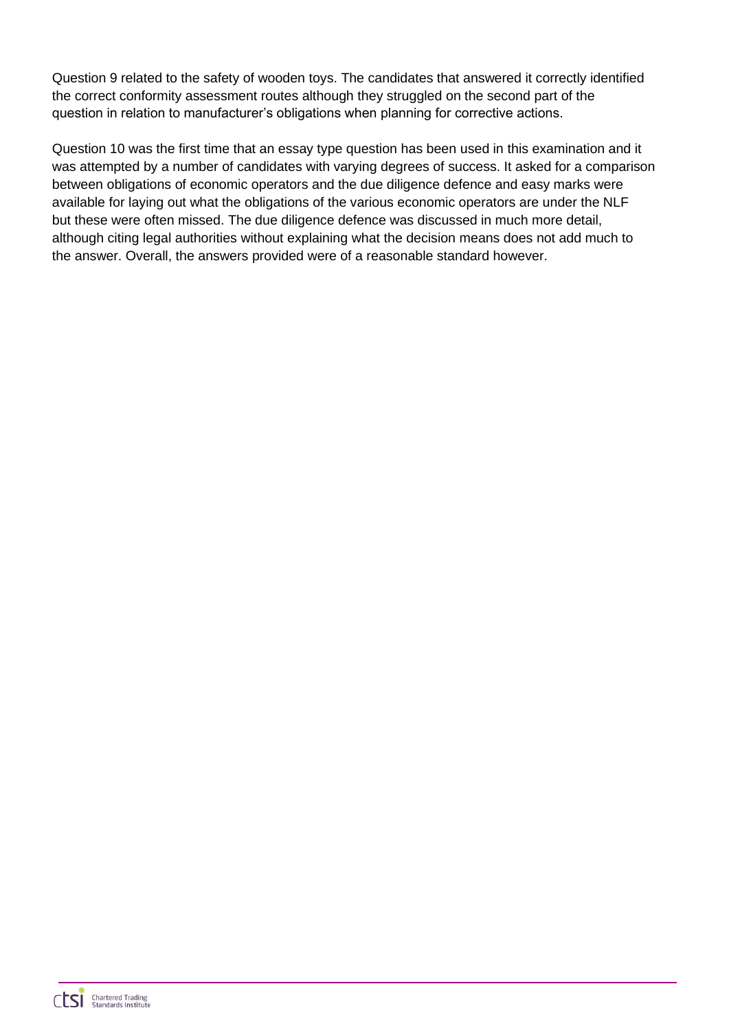Question 9 related to the safety of wooden toys. The candidates that answered it correctly identified the correct conformity assessment routes although they struggled on the second part of the question in relation to manufacturer's obligations when planning for corrective actions.

Question 10 was the first time that an essay type question has been used in this examination and it was attempted by a number of candidates with varying degrees of success. It asked for a comparison between obligations of economic operators and the due diligence defence and easy marks were available for laying out what the obligations of the various economic operators are under the NLF but these were often missed. The due diligence defence was discussed in much more detail, although citing legal authorities without explaining what the decision means does not add much to the answer. Overall, the answers provided were of a reasonable standard however.